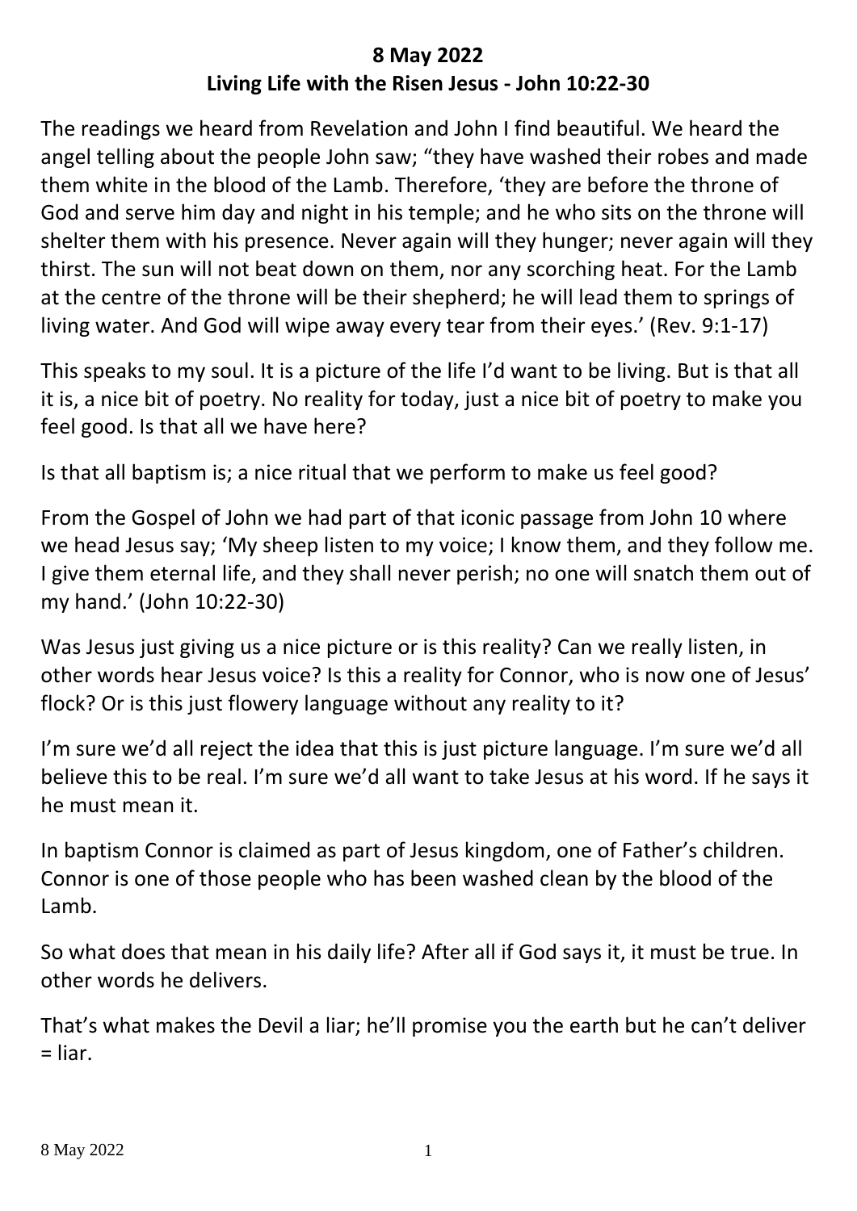**8 May 2022**

**Living Life with the Risen Jesus - John 10:22-30**

The readings we heard from Revelation and John I find beautiful. We heard the angel telling about the people John saw; "they have washed their robes and made them white in the blood of the Lamb. Therefore, 'they are before the throne of God and serve him day and night in his temple; and he who sits on the throne will shelter them with his presence. Never again will they hunger; never again will they thirst. The sun will not beat down on them, nor any scorching heat. For the Lamb at the centre of the throne will be their shepherd; he will lead them to springs of living water. And God will wipe away every tear from their eyes.' (Rev. 9:1-17)

This speaks to my soul. It is a picture of the life I'd want to be living. But is that all it is, a nice bit of poetry. No reality for today, just a nice bit of poetry to make you feel good. Is that all we have here?

Is that all baptism is; a nice ritual that we perform to make us feel good?

From the Gospel of John we had part of that iconic passage from John 10 where we head Jesus say; 'My sheep listen to my voice; I know them, and they follow me. I give them eternal life, and they shall never perish; no one will snatch them out of my hand.' (John 10:22-30)

Was Jesus just giving us a nice picture or is this reality? Can we really listen, in other words hear Jesus voice? Is this a reality for Connor, who is now one of Jesus' flock? Or is this just flowery language without any reality to it?

I'm sure we'd all reject the idea that this is just picture language. I'm sure we'd all believe this to be real. I'm sure we'd all want to take Jesus at his word. If he says it he must mean it.

In baptism Connor is claimed as part of Jesus kingdom, one of Father's children. Connor is one of those people who has been washed clean by the blood of the Lamb.

So what does that mean in his daily life? After all if God says it, it must be true. In other words he delivers.

That's what makes the Devil a liar; he'll promise you the earth but he can't deliver = liar.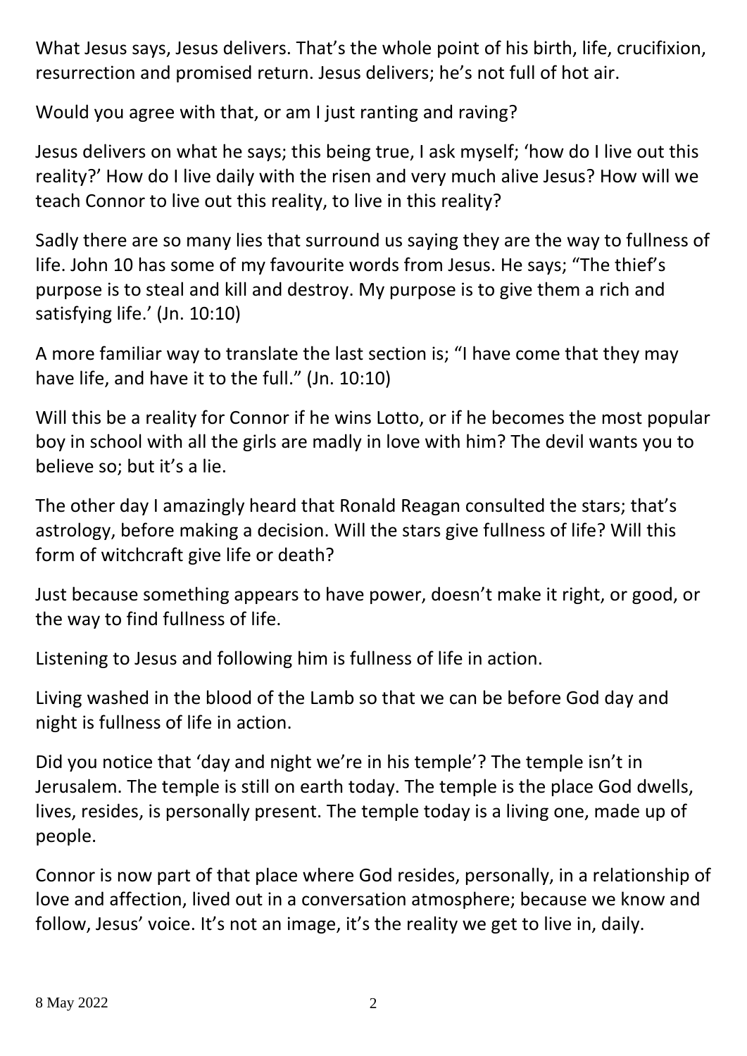What Jesus says, Jesus delivers. That's the whole point of his birth, life, crucifixion, resurrection and promised return. Jesus delivers; he's not full of hot air.

Would you agree with that, or am I just ranting and raving?

Jesus delivers on what he says; this being true, I ask myself; 'how do I live out this reality?' How do I live daily with the risen and very much alive Jesus? How will we teach Connor to live out this reality, to live in this reality?

Sadly there are so many lies that surround us saying they are the way to fullness of life. John 10 has some of my favourite words from Jesus. He says; "The thief's purpose is to steal and kill and destroy. My purpose is to give them a rich and satisfying life.' (Jn. 10:10)

A more familiar way to translate the last section is; "I have come that they may have life, and have it to the full." (Jn. 10:10)

Will this be a reality for Connor if he wins Lotto, or if he becomes the most popular boy in school with all the girls are madly in love with him? The devil wants you to believe so; but it's a lie.

The other day I amazingly heard that Ronald Reagan consulted the stars; that's astrology, before making a decision. Will the stars give fullness of life? Will this form of witchcraft give life or death?

Just because something appears to have power, doesn't make it right, or good, or the way to find fullness of life.

Listening to Jesus and following him is fullness of life in action.

Living washed in the blood of the Lamb so that we can be before God day and night is fullness of life in action.

Did you notice that 'day and night we're in his temple'? The temple isn't in Jerusalem. The temple is still on earth today. The temple is the place God dwells, lives, resides, is personally present. The temple today is a living one, made up of people.

Connor is now part of that place where God resides, personally, in a relationship of love and affection, lived out in a conversation atmosphere; because we know and follow, Jesus' voice. It's not an image, it's the reality we get to live in, daily.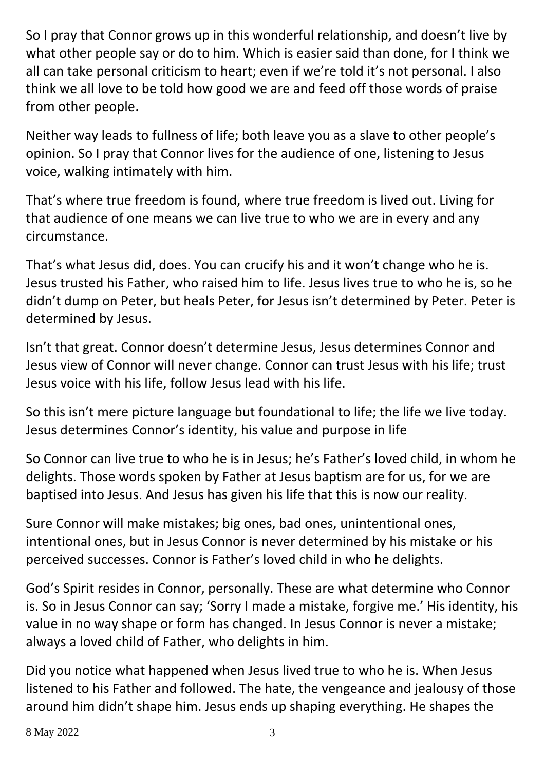So I pray that Connor grows up in this wonderful relationship, and doesn't live by what other people say or do to him. Which is easier said than done, for I think we all can take personal criticism to heart; even if we're told it's not personal. I also think we all love to be told how good we are and feed off those words of praise from other people.

Neither way leads to fullness of life; both leave you as a slave to other people's opinion. So I pray that Connor lives for the audience of one, listening to Jesus voice, walking intimately with him.

That's where true freedom is found, where true freedom is lived out. Living for that audience of one means we can live true to who we are in every and any circumstance.

That's what Jesus did, does. You can crucify his and it won't change who he is. Jesus trusted his Father, who raised him to life. Jesus lives true to who he is, so he didn't dump on Peter, but heals Peter, for Jesus isn't determined by Peter. Peter is determined by Jesus.

Isn't that great. Connor doesn't determine Jesus, Jesus determines Connor and Jesus view of Connor will never change. Connor can trust Jesus with his life; trust Jesus voice with his life, follow Jesus lead with his life.

So this isn't mere picture language but foundational to life; the life we live today. Jesus determines Connor's identity, his value and purpose in life

So Connor can live true to who he is in Jesus; he's Father's loved child, in whom he delights. Those words spoken by Father at Jesus baptism are for us, for we are baptised into Jesus. And Jesus has given his life that this is now our reality.

Sure Connor will make mistakes; big ones, bad ones, unintentional ones, intentional ones, but in Jesus Connor is never determined by his mistake or his perceived successes. Connor is Father's loved child in who he delights.

God's Spirit resides in Connor, personally. These are what determine who Connor is. So in Jesus Connor can say; 'Sorry I made a mistake, forgive me.' His identity, his value in no way shape or form has changed. In Jesus Connor is never a mistake; always a loved child of Father, who delights in him.

Did you notice what happened when Jesus lived true to who he is. When Jesus listened to his Father and followed. The hate, the vengeance and jealousy of those around him didn't shape him. Jesus ends up shaping everything. He shapes the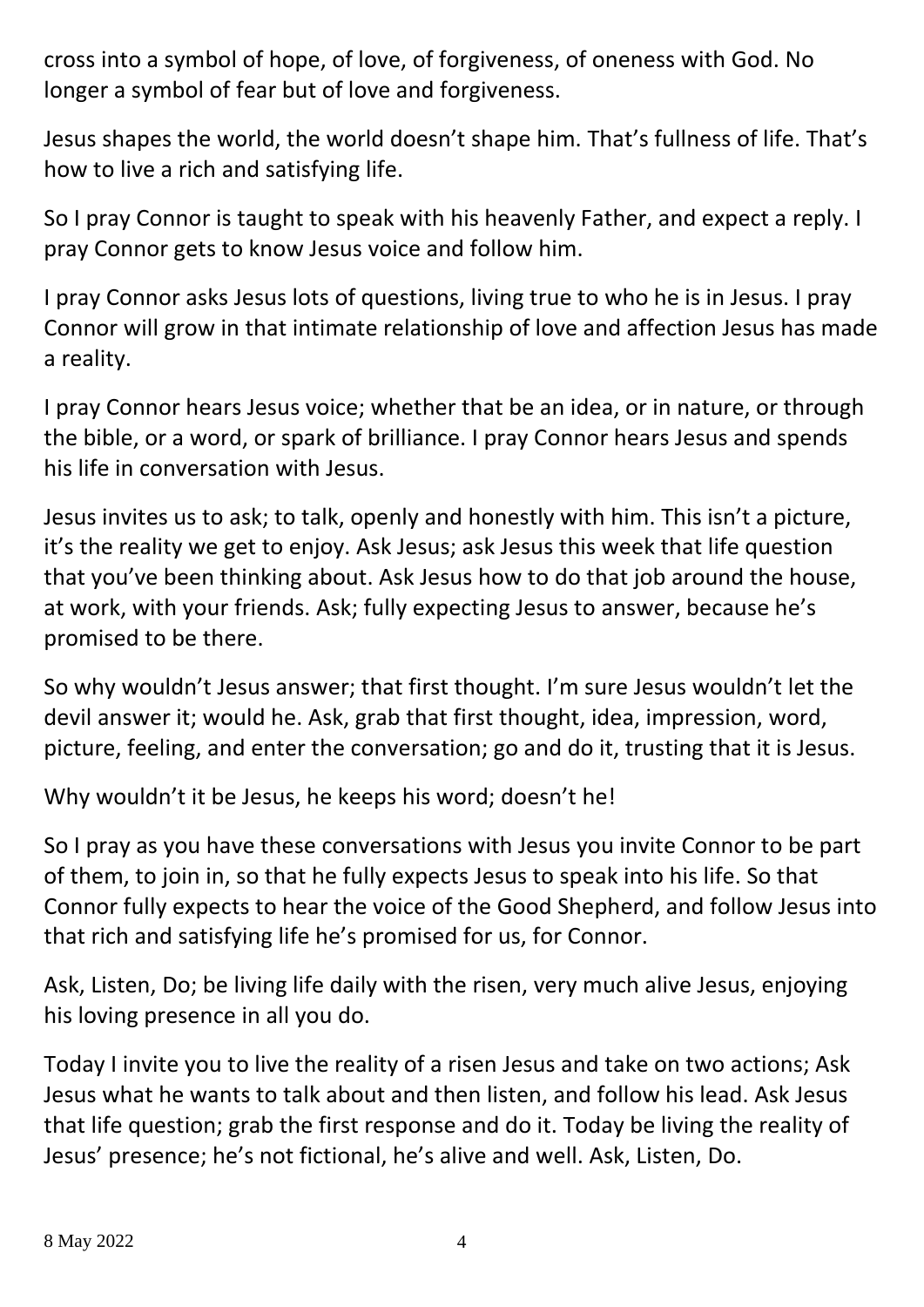cross into a symbol of hope, of love, of forgiveness, of oneness with God. No longer a symbol of fear but of love and forgiveness.

Jesus shapes the world, the world doesn't shape him. That's fullness of life. That's how to live a rich and satisfying life.

So I pray Connor is taught to speak with his heavenly Father, and expect a reply. I pray Connor gets to know Jesus voice and follow him.

I pray Connor asks Jesus lots of questions, living true to who he is in Jesus. I pray Connor will grow in that intimate relationship of love and affection Jesus has made a reality.

I pray Connor hears Jesus voice; whether that be an idea, or in nature, or through the bible, or a word, or spark of brilliance. I pray Connor hears Jesus and spends his life in conversation with Jesus.

Jesus invites us to ask; to talk, openly and honestly with him. This isn't a picture, it's the reality we get to enjoy. Ask Jesus; ask Jesus this week that life question that you've been thinking about. Ask Jesus how to do that job around the house, at work, with your friends. Ask; fully expecting Jesus to answer, because he's promised to be there.

So why wouldn't Jesus answer; that first thought. I'm sure Jesus wouldn't let the devil answer it; would he. Ask, grab that first thought, idea, impression, word, picture, feeling, and enter the conversation; go and do it, trusting that it is Jesus.

Why wouldn't it be Jesus, he keeps his word; doesn't he!

So I pray as you have these conversations with Jesus you invite Connor to be part of them, to join in, so that he fully expects Jesus to speak into his life. So that Connor fully expects to hear the voice of the Good Shepherd, and follow Jesus into that rich and satisfying life he's promised for us, for Connor.

Ask, Listen, Do; be living life daily with the risen, very much alive Jesus, enjoying his loving presence in all you do.

Today I invite you to live the reality of a risen Jesus and take on two actions; Ask Jesus what he wants to talk about and then listen, and follow his lead. Ask Jesus that life question; grab the first response and do it. Today be living the reality of Jesus' presence; he's not fictional, he's alive and well. Ask, Listen, Do.